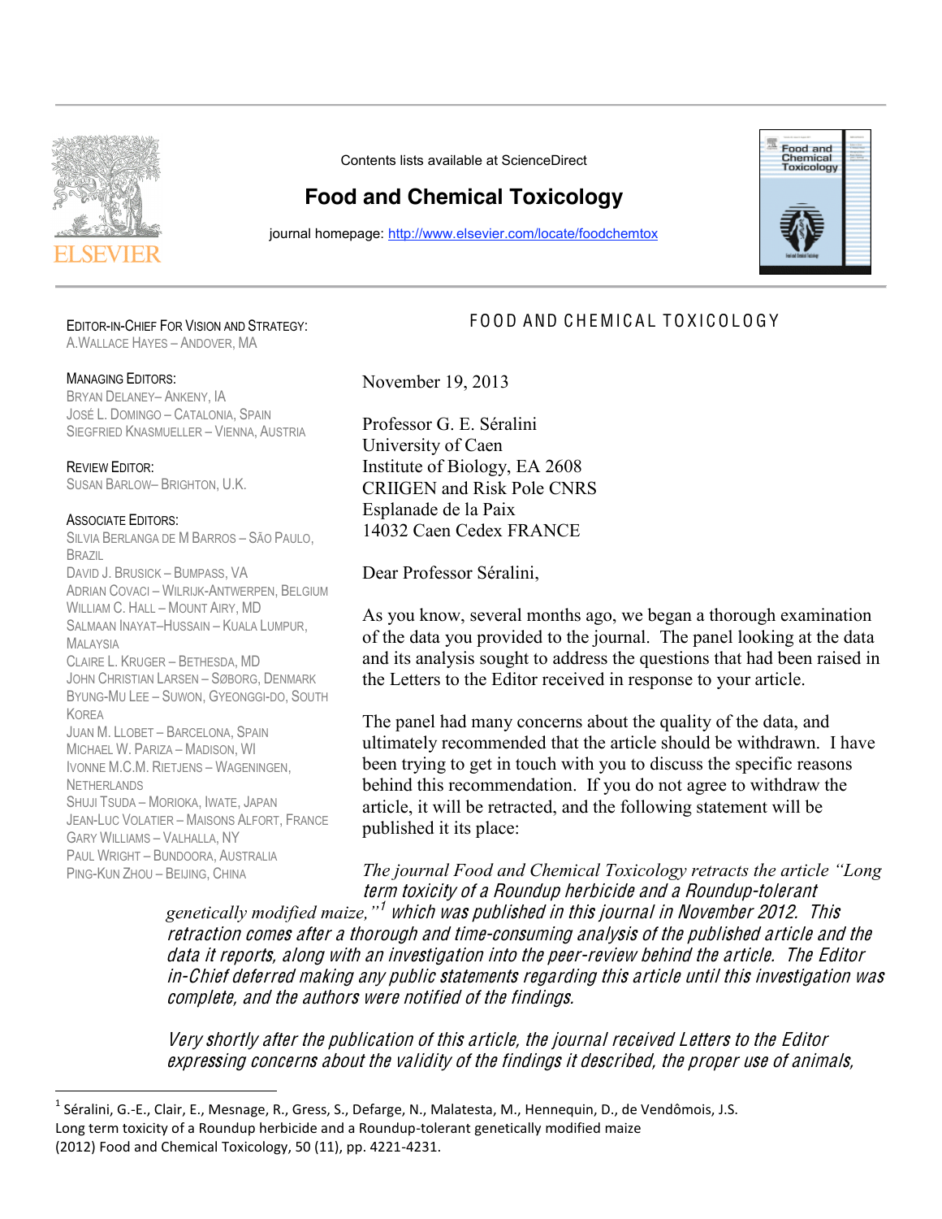Contents lists available at ScienceDirect

# Food and Chemical Toxicology

journal homepage: http://www.elsevier.com/locate/foodchemtox

FOOD AND CHEMICAL TOXICOLOGY

EDITOR-IN-CHIEF FOR VISION AND STRATEGY:
A.WALLACE HAYES – ANDOVER, MA

MANAGING EDITORS:
BRYAN DELANEY– ANKENY, IA
JOSÉ L. DOMINGO – CATALONIA, SPAIN
SIEGFRIED KNASMUELLER – VIENNA, AUSTRIA

REVIEW EDITOR:
SUSAN BARLOW– BRIGHTON, U.K.

ASSOCIATE EDITORS:
SILVIA BERLANGA DE M BARROS – SÃO PAULO, BRAZIL
DAVID J. BRUSICK – BUMPASS, VA
ADRIAN COVACI – WILRIJK-ANTWERPEN, BELGIUM
WILLIAM C. HALL – MOUNT AIRY, MD
SALMAAN INAYAT–HUSSAIN – KUALA LUMPUR, MALAYSIA
CLAIRE L. KRUGER – BETHESDA, MD
JOHN CHRISTIAN LARSEN – SØBORG, DENMARK
BYUNG-MU LEE – SUWON, GYEONGGI-DO, SOUTH KOREA
JUAN M. LLOBET – BARCELONA, SPAIN
MICHAEL W. PARIZA – MADISON, WI
IVONNE M.C.M. RIETJENS – WAGENINGEN, NETHERLANDS
SHUJI TSUDA – MORIOKA, IWATE, JAPAN
JEAN-LUC VOLATIER – MAISONS ALFORT, FRANCE
GARY WILLIAMS – VALHALLA, NY
PAUL WRIGHT – BUNDOORA, AUSTRALIA
PING-KUN ZHOU – BEIJING, CHINA

November 19, 2013

Professor G. E. Séralini
University of Caen
Institute of Biology, EA 2608
CRIIGEN and Risk Pole CNRS
Esplanade de la Paix
14032 Caen Cedex FRANCE

Dear Professor Séralini,

As you know, several months ago, we began a thorough examination of the data you provided to the journal. The panel looking at the data and its analysis sought to address the questions that had been raised in the Letters to the Editor received in response to your article.

The panel had many concerns about the quality of the data, and ultimately recommended that the article should be withdrawn. I have been trying to get in touch with you to discuss the specific reasons behind this recommendation. If you do not agree to withdraw the article, it will be retracted, and the following statement will be published it its place:

*The journal Food and Chemical Toxicology retracts the article "Long term toxicity of a Roundup herbicide and a Roundup-tolerant genetically modified maize,"[1] which was published in this journal in November 2012. This retraction comes after a thorough and time-consuming analysis of the published article and the data it reports, along with an investigation into the peer-review behind the article. The Editor in-Chief deferred making any public statements regarding this article until this investigation was complete, and the authors were notified of the findings.*

*Very shortly after the publication of this article, the journal received Letters to the Editor expressing concerns about the validity of the findings it described, the proper use of animals,*

[1] Séralini, G.-E., Clair, E., Mesnage, R., Gress, S., Defarge, N., Malatesta, M., Hennequin, D., de Vendômois, J.S. Long term toxicity of a Roundup herbicide and a Roundup-tolerant genetically modified maize (2012) Food and Chemical Toxicology, 50 (11), pp. 4221-4231.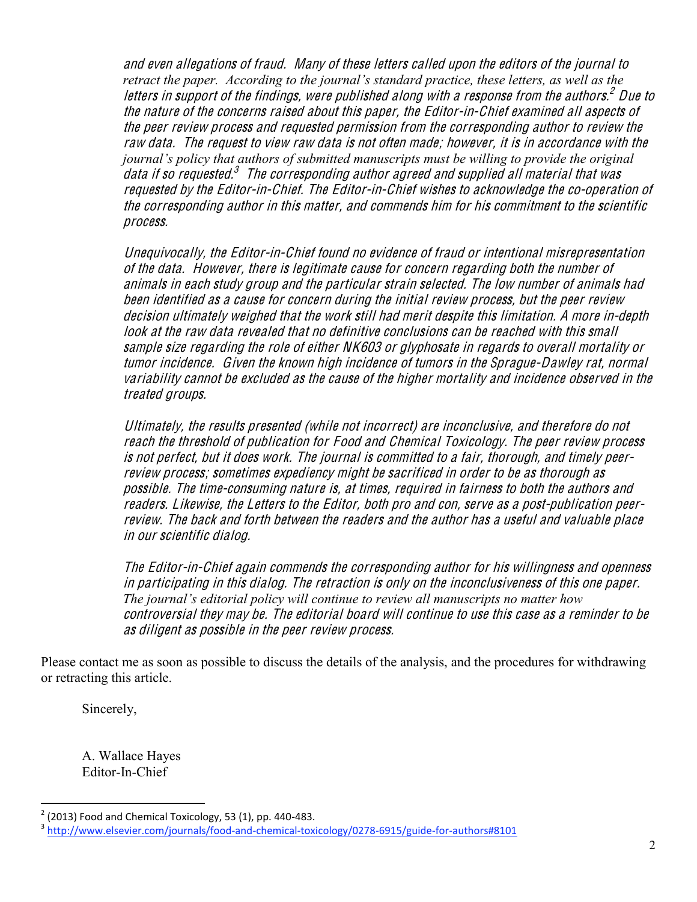*and even allegations of fraud. Many of these letters called upon the editors of the journal to retract the paper. According to the journal's standard practice, these letters, as well as the letters in support of the findings, were published along with a response from the authors.[2] Due to the nature of the concerns raised about this paper, the Editor-in-Chief examined all aspects of the peer review process and requested permission from the corresponding author to review the raw data. The request to view raw data is not often made; however, it is in accordance with the journal's policy that authors of submitted manuscripts must be willing to provide the original data if so requested.[3] The corresponding author agreed and supplied all material that was requested by the Editor-in-Chief. The Editor-in-Chief wishes to acknowledge the co-operation of the corresponding author in this matter, and commends him for his commitment to the scientific process.*

*Unequivocally, the Editor-in-Chief found no evidence of fraud or intentional misrepresentation of the data. However, there is legitimate cause for concern regarding both the number of animals in each study group and the particular strain selected. The low number of animals had been identified as a cause for concern during the initial review process, but the peer review decision ultimately weighed that the work still had merit despite this limitation. A more in-depth look at the raw data revealed that no definitive conclusions can be reached with this small sample size regarding the role of either NK603 or glyphosate in regards to overall mortality or tumor incidence. Given the known high incidence of tumors in the Sprague-Dawley rat, normal variability cannot be excluded as the cause of the higher mortality and incidence observed in the treated groups.*

*Ultimately, the results presented (while not incorrect) are inconclusive, and therefore do not reach the threshold of publication for Food and Chemical Toxicology. The peer review process is not perfect, but it does work. The journal is committed to a fair, thorough, and timely peer-review process; sometimes expediency might be sacrificed in order to be as thorough as possible. The time-consuming nature is, at times, required in fairness to both the authors and readers. Likewise, the Letters to the Editor, both pro and con, serve as a post-publication peer-review. The back and forth between the readers and the author has a useful and valuable place in our scientific dialog.*

*The Editor-in-Chief again commends the corresponding author for his willingness and openness in participating in this dialog. The retraction is only on the inconclusiveness of this one paper. The journal's editorial policy will continue to review all manuscripts no matter how controversial they may be. The editorial board will continue to use this case as a reminder to be as diligent as possible in the peer review process.*

Please contact me as soon as possible to discuss the details of the analysis, and the procedures for withdrawing or retracting this article.

Sincerely,

A. Wallace Hayes
Editor-In-Chief

---

[2] (2013) Food and Chemical Toxicology, 53 (1), pp. 440-483.

[3] http://www.elsevier.com/journals/food-and-chemical-toxicology/0278-6915/guide-for-authors#8101